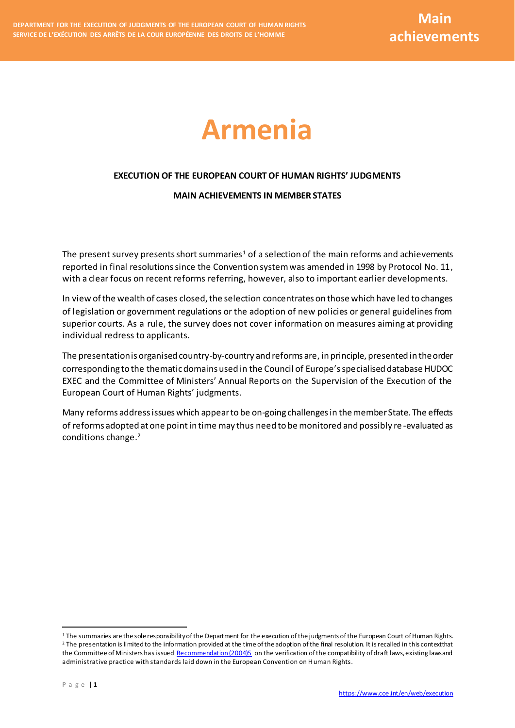# Armenia

**EXECUTION OF THE EUROPEAN COURT OF HUMAN RIGHTS' JUDGMENTS**

**MAIN ACHIEVEMENTS IN MEMBER STATES**

The present survey presents short summaries[1] of a selection of the main reforms and achievements reported in final resolutions since the Convention system was amended in 1998 by Protocol No. 11, with a clear focus on recent reforms referring, however, also to important earlier developments.

In view of the wealth of cases closed, the selection concentrates on those which have led to changes of legislation or government regulations or the adoption of new policies or general guidelines from superior courts. As a rule, the survey does not cover information on measures aiming at providing individual redress to applicants.

The presentation is organised country-by-country and reforms are, in principle, presented in the order corresponding to the thematic domains used in the Council of Europe's specialised database HUDOC EXEC and the Committee of Ministers' Annual Reports on the Supervision of the Execution of the European Court of Human Rights' judgments.

Many reforms address issues which appear to be on-going challenges in the member State. The effects of reforms adopted at one point in time may thus need to be monitored and possibly re-evaluated as conditions change.[2]

---

[1] The summaries are the sole responsibility of the Department for the execution of the judgments of the European Court of Human Rights.

[2] The presentation is limited to the information provided at the time of the adoption of the final resolution. It is recalled in this context that the Committee of Ministers has issued Recommendation (2004)5 on the verification of the compatibility of draft laws, existing laws and administrative practice with standards laid down in the European Convention on Human Rights.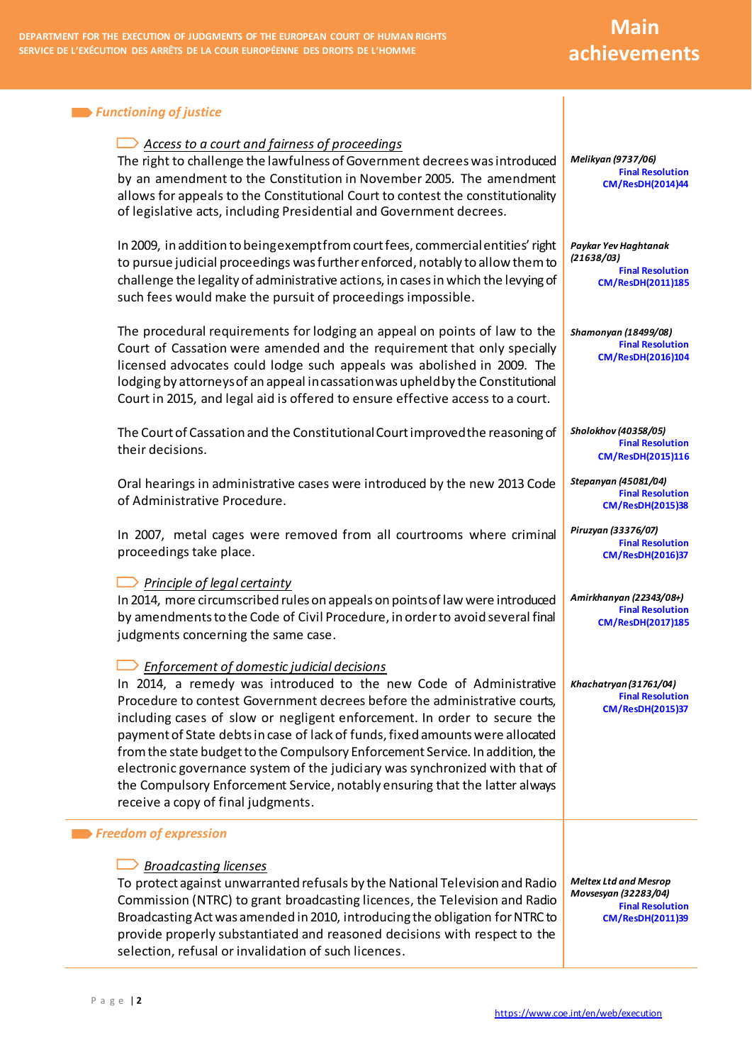## Functioning of justice

### Access to a court and fairness of proceedings

The right to challenge the lawfulness of Government decrees was introduced by an amendment to the Constitution in November 2005. The amendment allows for appeals to the Constitutional Court to contest the constitutionality of legislative acts, including Presidential and Government decrees.

*Melikyan (9737/06)*
Final Resolution CM/ResDH(2014)44

In 2009, in addition to being exempt from court fees, commercial entities' right to pursue judicial proceedings was further enforced, notably to allow them to challenge the legality of administrative actions, in cases in which the levying of such fees would make the pursuit of proceedings impossible.

*Paykar Yev Haghtanak (21638/03)*
Final Resolution CM/ResDH(2011)185

The procedural requirements for lodging an appeal on points of law to the Court of Cassation were amended and the requirement that only specially licensed advocates could lodge such appeals was abolished in 2009. The lodging by attorneys of an appeal in cassation was upheld by the Constitutional Court in 2015, and legal aid is offered to ensure effective access to a court.

*Shamonyan (18499/08)*
Final Resolution CM/ResDH(2016)104

The Court of Cassation and the Constitutional Court improved the reasoning of their decisions.

*Sholokhov (40358/05)*
Final Resolution CM/ResDH(2015)116

Oral hearings in administrative cases were introduced by the new 2013 Code of Administrative Procedure.

*Stepanyan (45081/04)*
Final Resolution CM/ResDH(2015)38

In 2007, metal cages were removed from all courtrooms where criminal proceedings take place.

*Piruzyan (33376/07)*
Final Resolution CM/ResDH(2016)37

### Principle of legal certainty

In 2014, more circumscribed rules on appeals on points of law were introduced by amendments to the Code of Civil Procedure, in order to avoid several final judgments concerning the same case.

*Amirkhanyan (22343/08+)*
Final Resolution CM/ResDH(2017)185

### Enforcement of domestic judicial decisions

In 2014, a remedy was introduced to the new Code of Administrative Procedure to contest Government decrees before the administrative courts, including cases of slow or negligent enforcement. In order to secure the payment of State debts in case of lack of funds, fixed amounts were allocated from the state budget to the Compulsory Enforcement Service. In addition, the electronic governance system of the judiciary was synchronized with that of the Compulsory Enforcement Service, notably ensuring that the latter always receive a copy of final judgments.

*Khachatryan (31761/04)*
Final Resolution CM/ResDH(2015)37

## Freedom of expression

### Broadcasting licenses

To protect against unwarranted refusals by the National Television and Radio Commission (NTRC) to grant broadcasting licences, the Television and Radio Broadcasting Act was amended in 2010, introducing the obligation for NTRC to provide properly substantiated and reasoned decisions with respect to the selection, refusal or invalidation of such licences.

*Meltex Ltd and Mesrop Movsesyan (32283/04)*
Final Resolution CM/ResDH(2011)39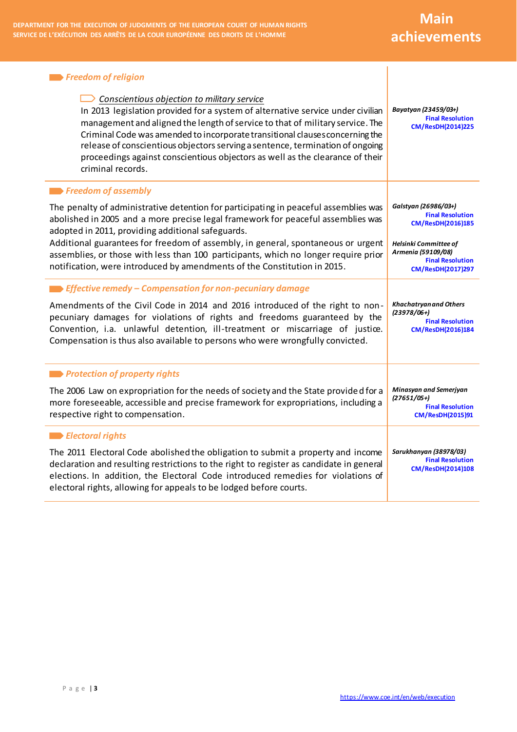## *Freedom of religion*

### *Conscientious objection to military service*

In 2013 legislation provided for a system of alternative service under civilian management and aligned the length of service to that of military service. The Criminal Code was amended to incorporate transitional clauses concerning the release of conscientious objectors serving a sentence, termination of ongoing proceedings against conscientious objectors as well as the clearance of their criminal records.

***Bayatyan (23459/03+)***
Final Resolution CM/ResDH(2014)225

## *Freedom of assembly*

The penalty of administrative detention for participating in peaceful assemblies was abolished in 2005 and a more precise legal framework for peaceful assemblies was adopted in 2011, providing additional safeguards.
Additional guarantees for freedom of assembly, in general, spontaneous or urgent assemblies, or those with less than 100 participants, which no longer require prior notification, were introduced by amendments of the Constitution in 2015.

***Galstyan (26986/03+)***
Final Resolution CM/ResDH(2016)185

***Helsinki Committee of Armenia (59109/08)***
Final Resolution CM/ResDH(2017)297

## *Effective remedy – Compensation for non-pecuniary damage*

Amendments of the Civil Code in 2014 and 2016 introduced of the right to non-pecuniary damages for violations of rights and freedoms guaranteed by the Convention, i.a. unlawful detention, ill-treatment or miscarriage of justice. Compensation is thus also available to persons who were wrongfully convicted.

***Khachatryan and Others (23978/06+)***
Final Resolution CM/ResDH(2016)184

## *Protection of property rights*

The 2006 Law on expropriation for the needs of society and the State provided for a more foreseeable, accessible and precise framework for expropriations, including a respective right to compensation.

***Minasyan and Semerjyan (27651/05+)***
Final Resolution CM/ResDH(2015)91

## *Electoral rights*

The 2011 Electoral Code abolished the obligation to submit a property and income declaration and resulting restrictions to the right to register as candidate in general elections. In addition, the Electoral Code introduced remedies for violations of electoral rights, allowing for appeals to be lodged before courts.

***Sarukhanyan (38978/03)***
Final Resolution CM/ResDH(2014)108